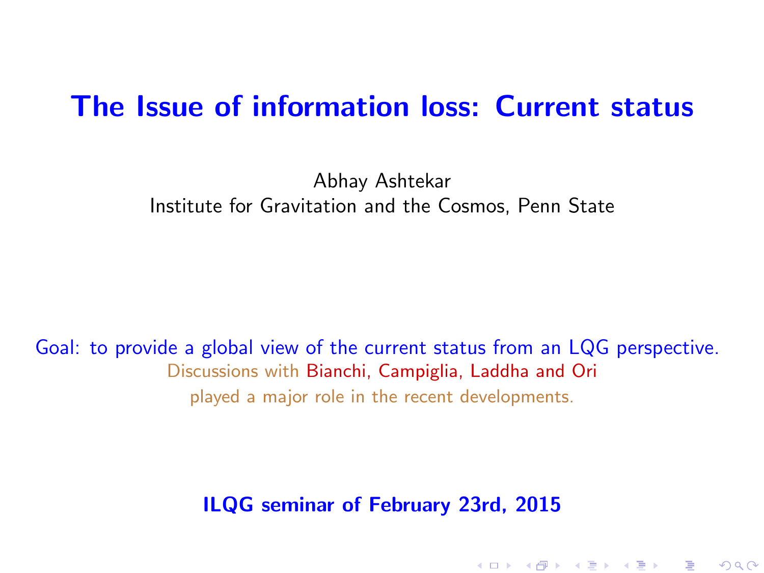# The Issue of information loss: Current status

Abhay Ashtekar

Institute for Gravitation and the Cosmos, Penn State

Goal: to provide a global view of the current status from an LQG perspective.

Discussions with Bianchi, Campiglia, Laddha and Ori played a major role in the recent developments.

**ILQG seminar of February 23rd, 2015**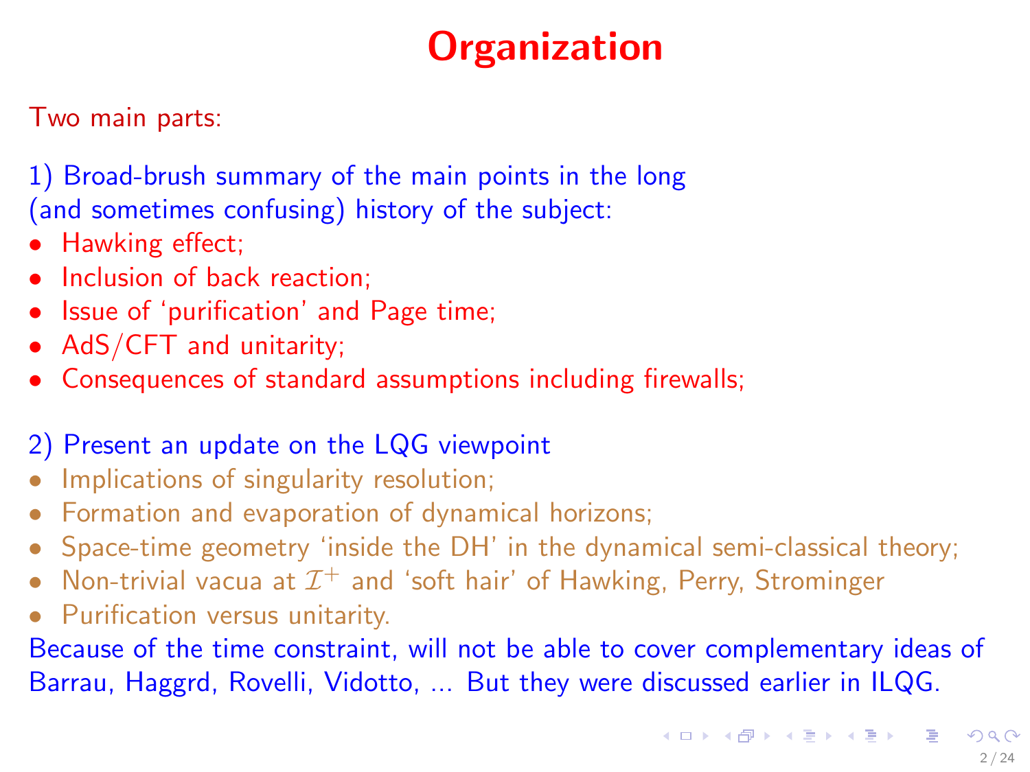# Organization

Two main parts:

1) Broad-brush summary of the main points in the long (and sometimes confusing) history of the subject:

- Hawking effect;
- Inclusion of back reaction;
- Issue of 'purification' and Page time;
- AdS/CFT and unitarity;
- Consequences of standard assumptions including firewalls;

2) Present an update on the LQG viewpoint

- Implications of singularity resolution;
- Formation and evaporation of dynamical horizons;
- Space-time geometry 'inside the DH' in the dynamical semi-classical theory;
- Non-trivial vacua at $\mathcal{I}^+$ and 'soft hair' of Hawking, Perry, Strominger
- Purification versus unitarity.

Because of the time constraint, will not be able to cover complementary ideas of Barrau, Haggrd, Rovelli, Vidotto, ... But they were discussed earlier in ILQG.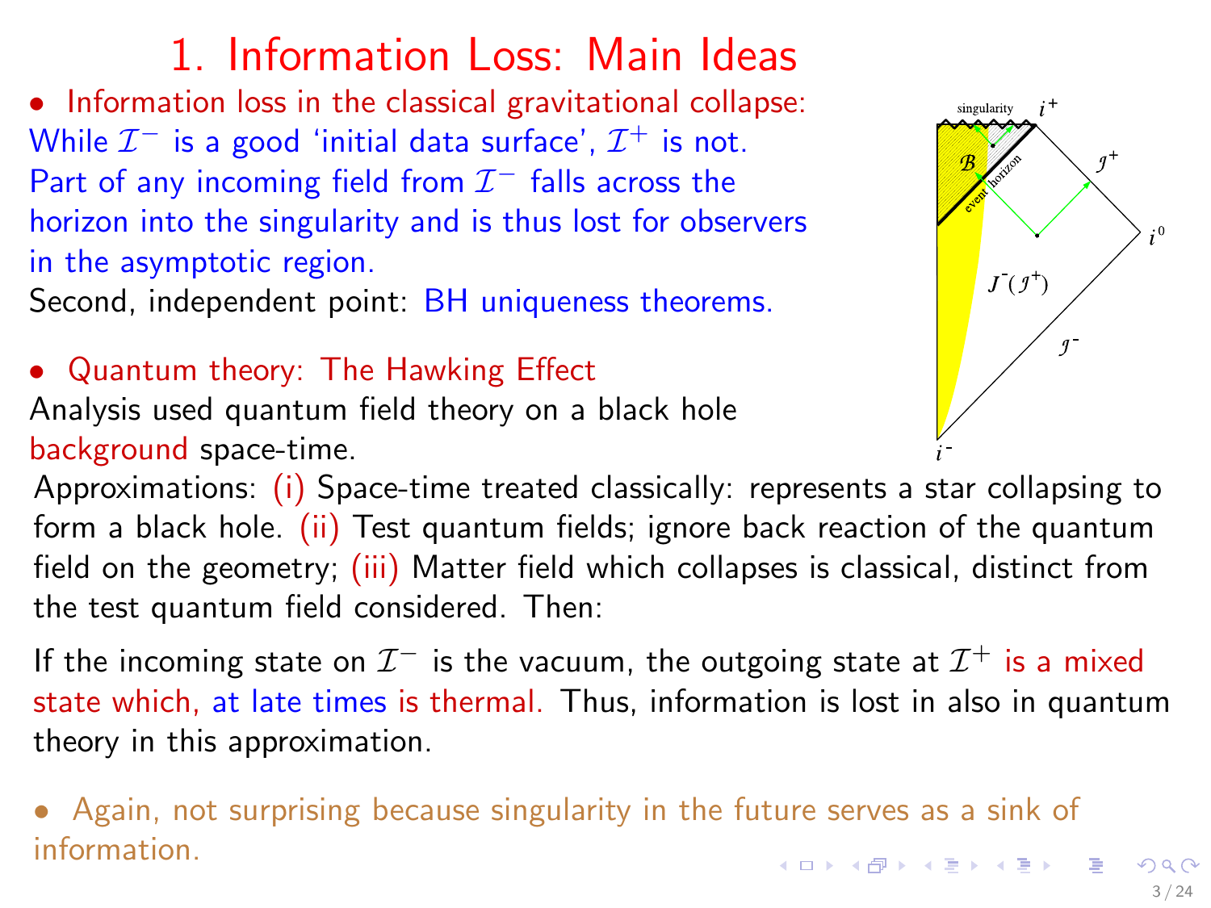# 1. Information Loss: Main Ideas

- Information loss in the classical gravitational collapse:
While $\mathcal{I}^-$ is a good 'initial data surface', $\mathcal{I}^+$ is not. Part of any incoming field from $\mathcal{I}^-$ falls across the horizon into the singularity and is thus lost for observers in the asymptotic region.
Second, independent point: BH uniqueness theorems.

- Quantum theory: The Hawking Effect
Analysis used quantum field theory on a black hole background space-time.

Approximations: (i) Space-time treated classically: represents a star collapsing to form a black hole. (ii) Test quantum fields; ignore back reaction of the quantum field on the geometry; (iii) Matter field which collapses is classical, distinct from the test quantum field considered. Then:

If the incoming state on $\mathcal{I}^-$ is the vacuum, the outgoing state at $\mathcal{I}^+$ is a mixed state which, at late times is thermal. Thus, information is lost in also in quantum theory in this approximation.

- Again, not surprising because singularity in the future serves as a sink of information.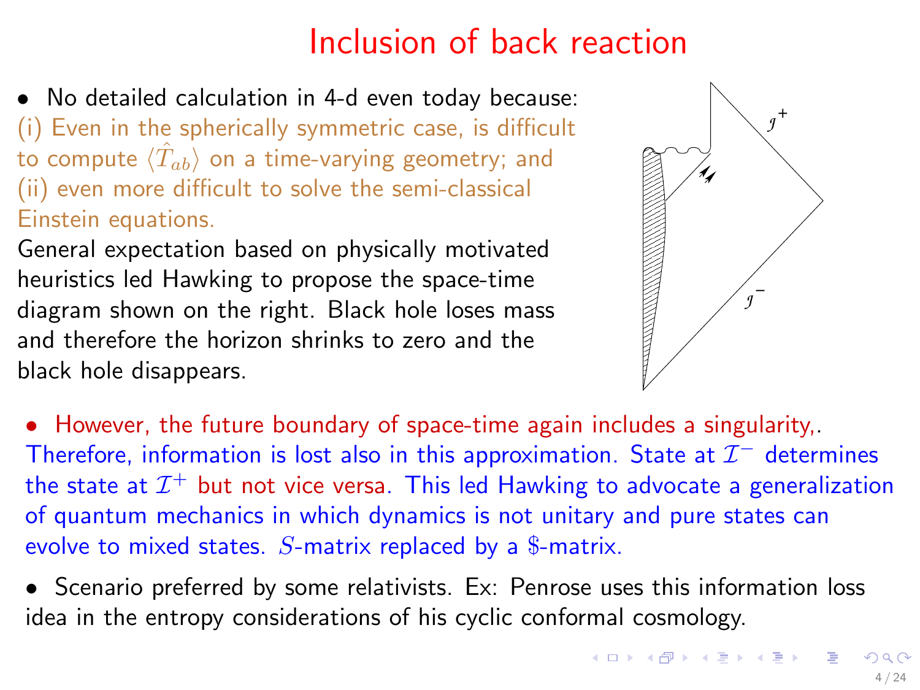# Inclusion of back reaction

- No detailed calculation in 4-d even today because: (i) Even in the spherically symmetric case, is difficult to compute $\langle \hat{T}_{ab} \rangle$ on a time-varying geometry; and (ii) even more difficult to solve the semi-classical Einstein equations.

General expectation based on physically motivated heuristics led Hawking to propose the space-time diagram shown on the right. Black hole loses mass and therefore the horizon shrinks to zero and the black hole disappears.

- However, the future boundary of space-time again includes a singularity,. Therefore, information is lost also in this approximation. State at $\mathcal{I}^-$ determines the state at $\mathcal{I}^+$ but not vice versa. This led Hawking to advocate a generalization of quantum mechanics in which dynamics is not unitary and pure states can evolve to mixed states. $S$-matrix replaced by a \$-matrix.

- Scenario preferred by some relativists. Ex: Penrose uses this information loss idea in the entropy considerations of his cyclic conformal cosmology.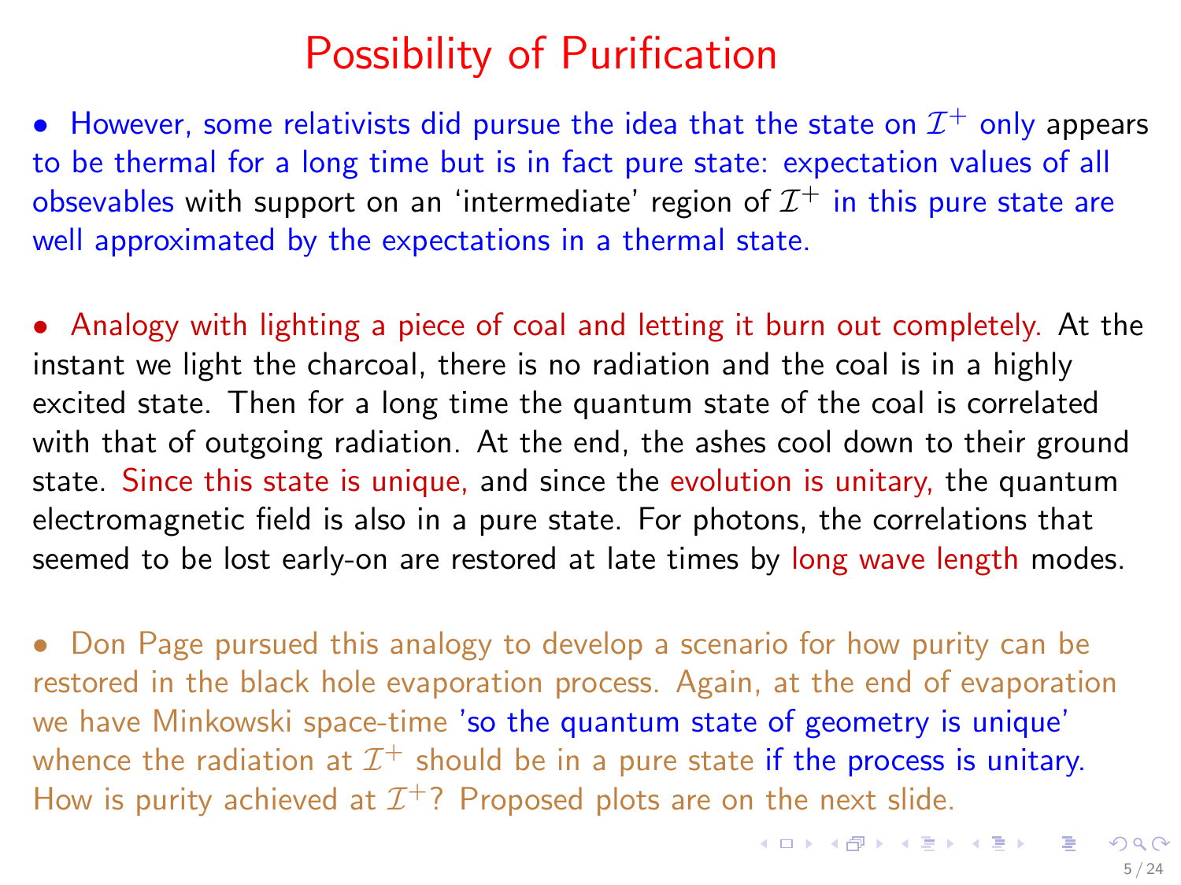# Possibility of Purification

- However, some relativists did pursue the idea that the state on $\mathcal{I}^+$ only appears to be thermal for a long time but is in fact pure state: expectation values of all obsevables with support on an 'intermediate' region of $\mathcal{I}^+$ in this pure state are well approximated by the expectations in a thermal state.

- Analogy with lighting a piece of coal and letting it burn out completely. At the instant we light the charcoal, there is no radiation and the coal is in a highly excited state. Then for a long time the quantum state of the coal is correlated with that of outgoing radiation. At the end, the ashes cool down to their ground state. Since this state is unique, and since the evolution is unitary, the quantum electromagnetic field is also in a pure state. For photons, the correlations that seemed to be lost early-on are restored at late times by long wave length modes.

- Don Page pursued this analogy to develop a scenario for how purity can be restored in the black hole evaporation process. Again, at the end of evaporation we have Minkowski space-time 'so the quantum state of geometry is unique' whence the radiation at $\mathcal{I}^+$ should be in a pure state if the process is unitary. How is purity achieved at $\mathcal{I}^+$? Proposed plots are on the next slide.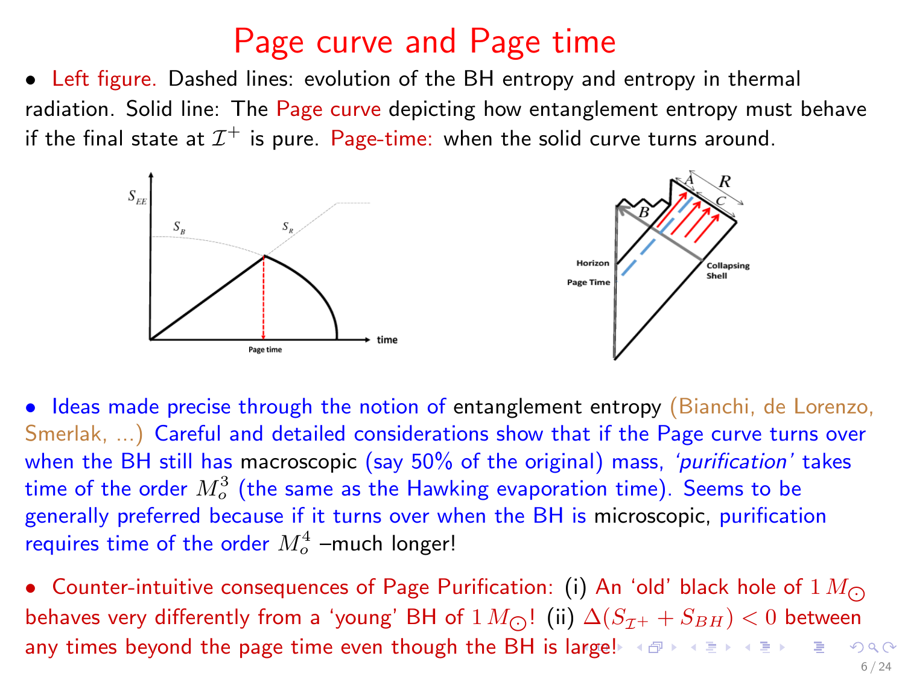# Page curve and Page time

- Left figure. Dashed lines: evolution of the BH entropy and entropy in thermal radiation. Solid line: The Page curve depicting how entanglement entropy must behave if the final state at $\mathcal{I}^+$ is pure. Page-time: when the solid curve turns around.

- Ideas made precise through the notion of entanglement entropy (Bianchi, de Lorenzo, Smerlak, ...) Careful and detailed considerations show that if the Page curve turns over when the BH still has macroscopic (say 50% of the original) mass, *'purification'* takes time of the order $M_o^3$ (the same as the Hawking evaporation time). Seems to be generally preferred because if it turns over when the BH is microscopic, purification requires time of the order $M_o^4$ –much longer!

- Counter-intuitive consequences of Page Purification: (i) An 'old' black hole of $1\,M_\odot$ behaves very differently from a 'young' BH of $1\,M_\odot$! (ii) $\Delta(S_{\mathcal{I}^+} + S_{BH}) < 0$ between any times beyond the page time even though the BH is large!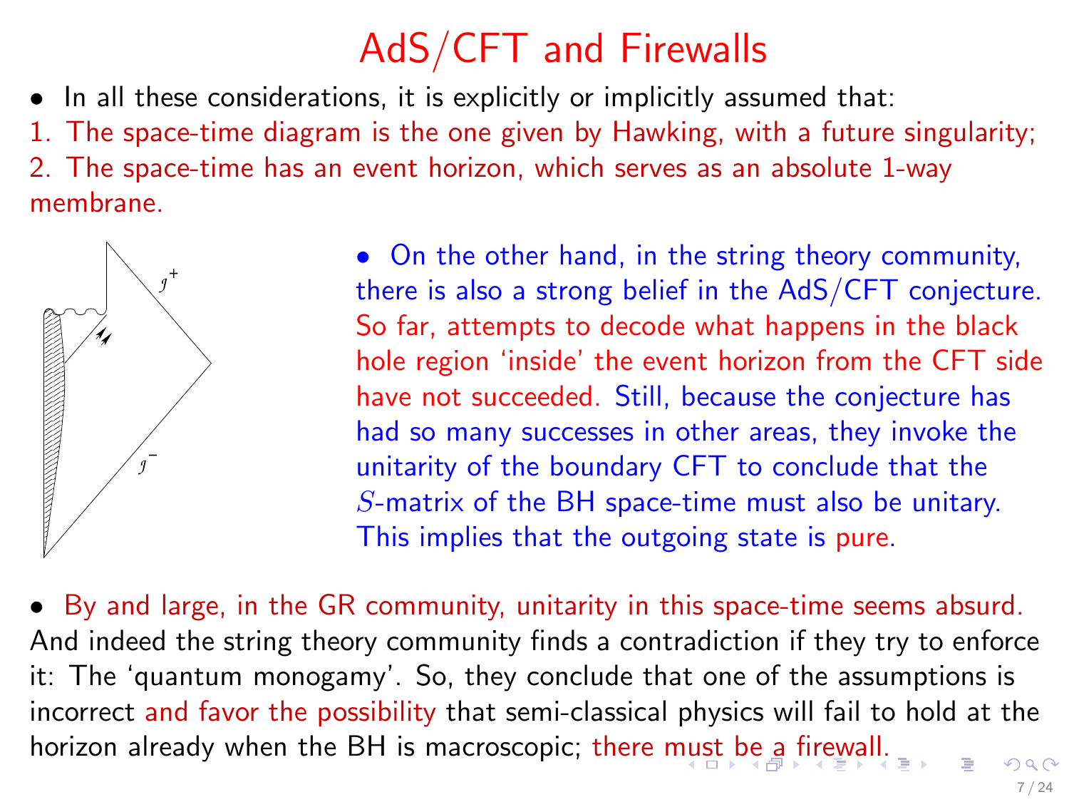# AdS/CFT and Firewalls

- In all these considerations, it is explicitly or implicitly assumed that:

1. The space-time diagram is the one given by Hawking, with a future singularity;
2. The space-time has an event horizon, which serves as an absolute 1-way membrane.

- On the other hand, in the string theory community, there is also a strong belief in the AdS/CFT conjecture. So far, attempts to decode what happens in the black hole region 'inside' the event horizon from the CFT side have not succeeded. Still, because the conjecture has had so many successes in other areas, they invoke the unitarity of the boundary CFT to conclude that the $S$-matrix of the BH space-time must also be unitary. This implies that the outgoing state is pure.

- By and large, in the GR community, unitarity in this space-time seems absurd. And indeed the string theory community finds a contradiction if they try to enforce it: The 'quantum monogamy'. So, they conclude that one of the assumptions is incorrect and favor the possibility that semi-classical physics will fail to hold at the horizon already when the BH is macroscopic; there must be a firewall.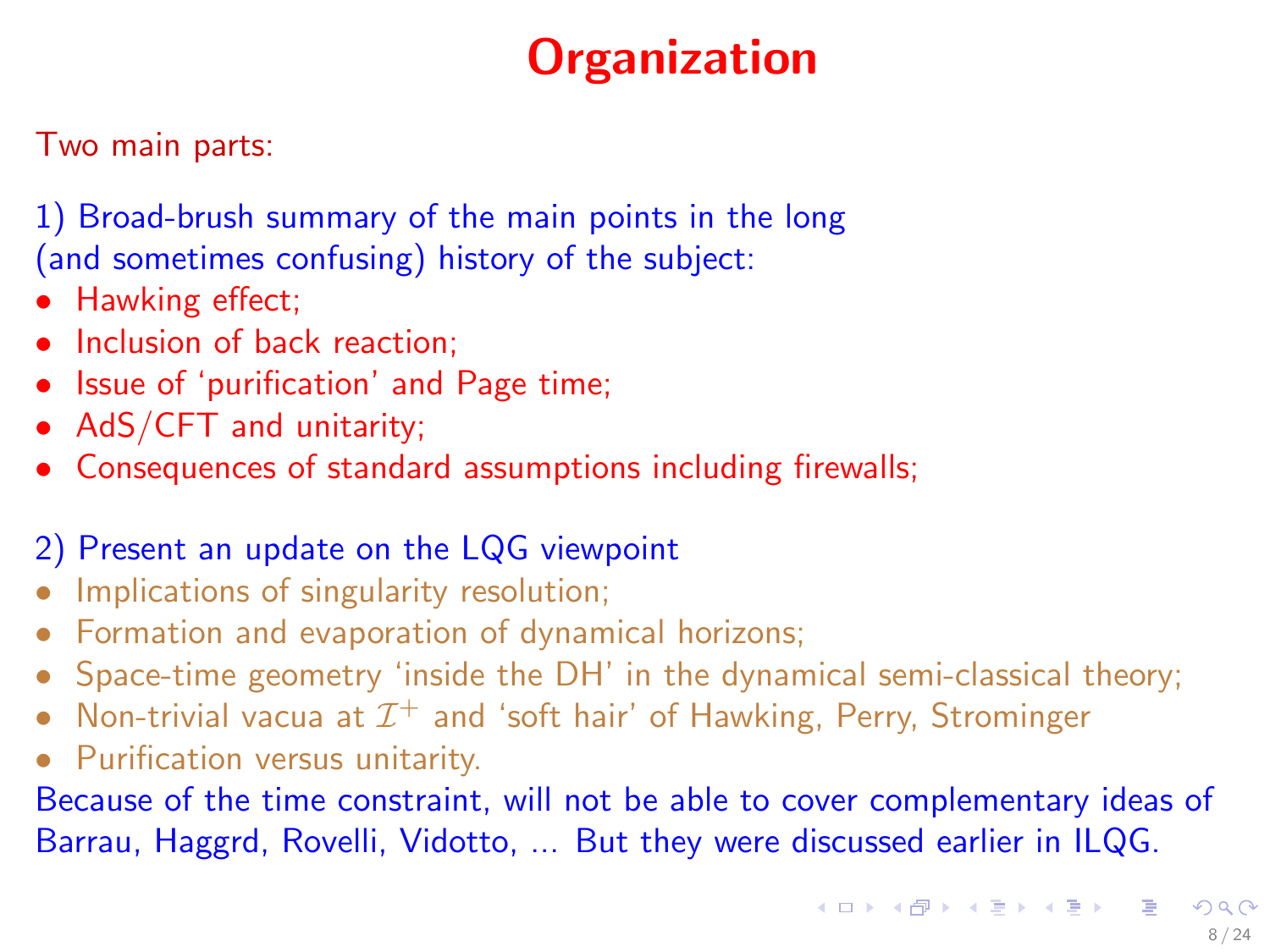# Organization

Two main parts:

1) Broad-brush summary of the main points in the long (and sometimes confusing) history of the subject:

- Hawking effect;
- Inclusion of back reaction;
- Issue of 'purification' and Page time;
- AdS/CFT and unitarity;
- Consequences of standard assumptions including firewalls;

2) Present an update on the LQG viewpoint

- Implications of singularity resolution;
- Formation and evaporation of dynamical horizons;
- Space-time geometry 'inside the DH' in the dynamical semi-classical theory;
- Non-trivial vacua at $\mathcal{I}^+$ and 'soft hair' of Hawking, Perry, Strominger
- Purification versus unitarity.

Because of the time constraint, will not be able to cover complementary ideas of Barrau, Haggrd, Rovelli, Vidotto, ... But they were discussed earlier in ILQG.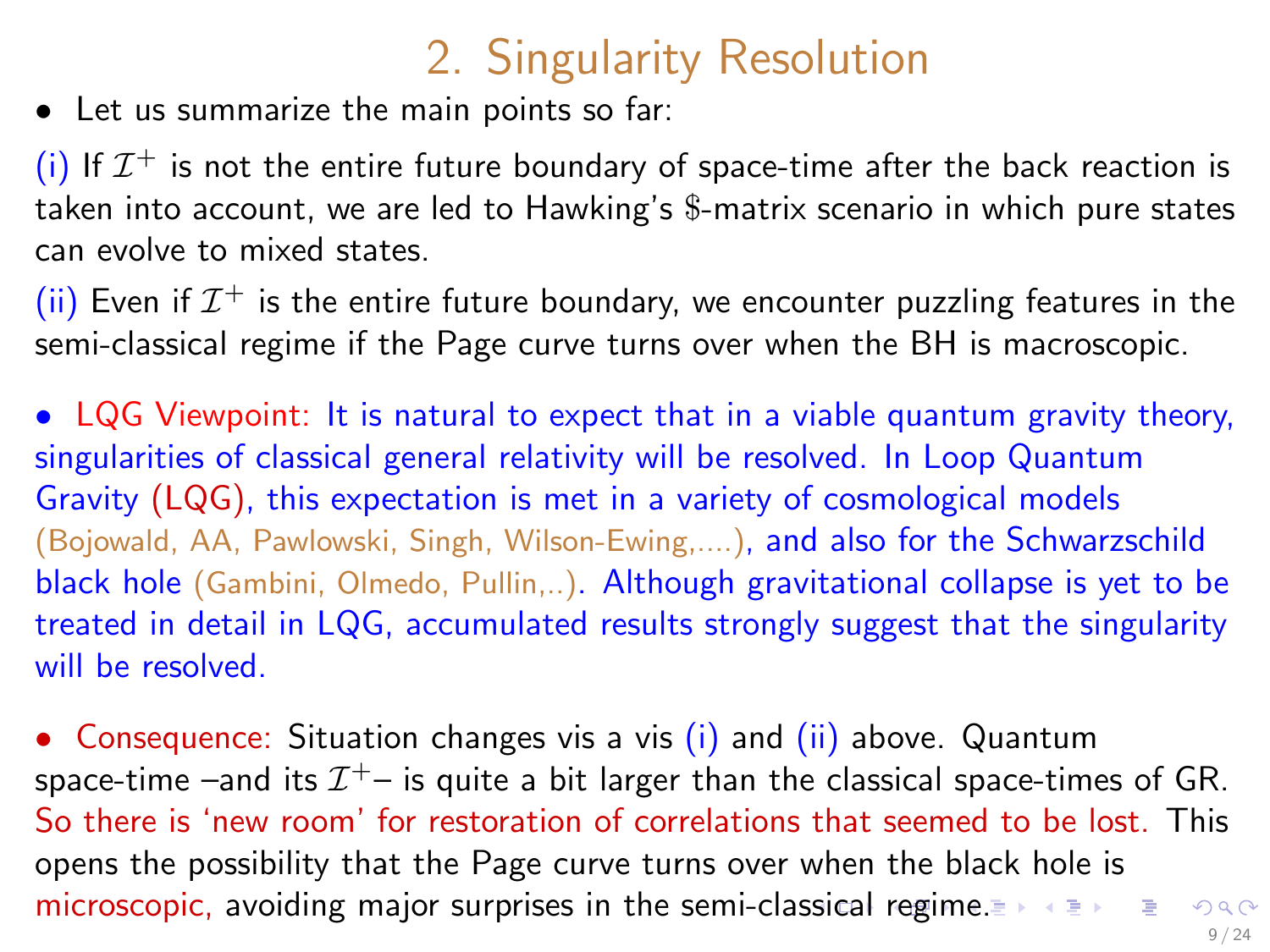# 2. Singularity Resolution

- Let us summarize the main points so far:

(i) If $\mathcal{I}^+$ is not the entire future boundary of space-time after the back reaction is taken into account, we are led to Hawking's \$-matrix scenario in which pure states can evolve to mixed states.

(ii) Even if $\mathcal{I}^+$ is the entire future boundary, we encounter puzzling features in the semi-classical regime if the Page curve turns over when the BH is macroscopic.

- LQG Viewpoint: It is natural to expect that in a viable quantum gravity theory, singularities of classical general relativity will be resolved. In Loop Quantum Gravity (LQG), this expectation is met in a variety of cosmological models (Bojowald, AA, Pawlowski, Singh, Wilson-Ewing,....), and also for the Schwarzschild black hole (Gambini, Olmedo, Pullin,..). Although gravitational collapse is yet to be treated in detail in LQG, accumulated results strongly suggest that the singularity will be resolved.

- Consequence: Situation changes vis a vis (i) and (ii) above. Quantum space-time –and its $\mathcal{I}^+$– is quite a bit larger than the classical space-times of GR. So there is 'new room' for restoration of correlations that seemed to be lost. This opens the possibility that the Page curve turns over when the black hole is microscopic, avoiding major surprises in the semi-classical regime.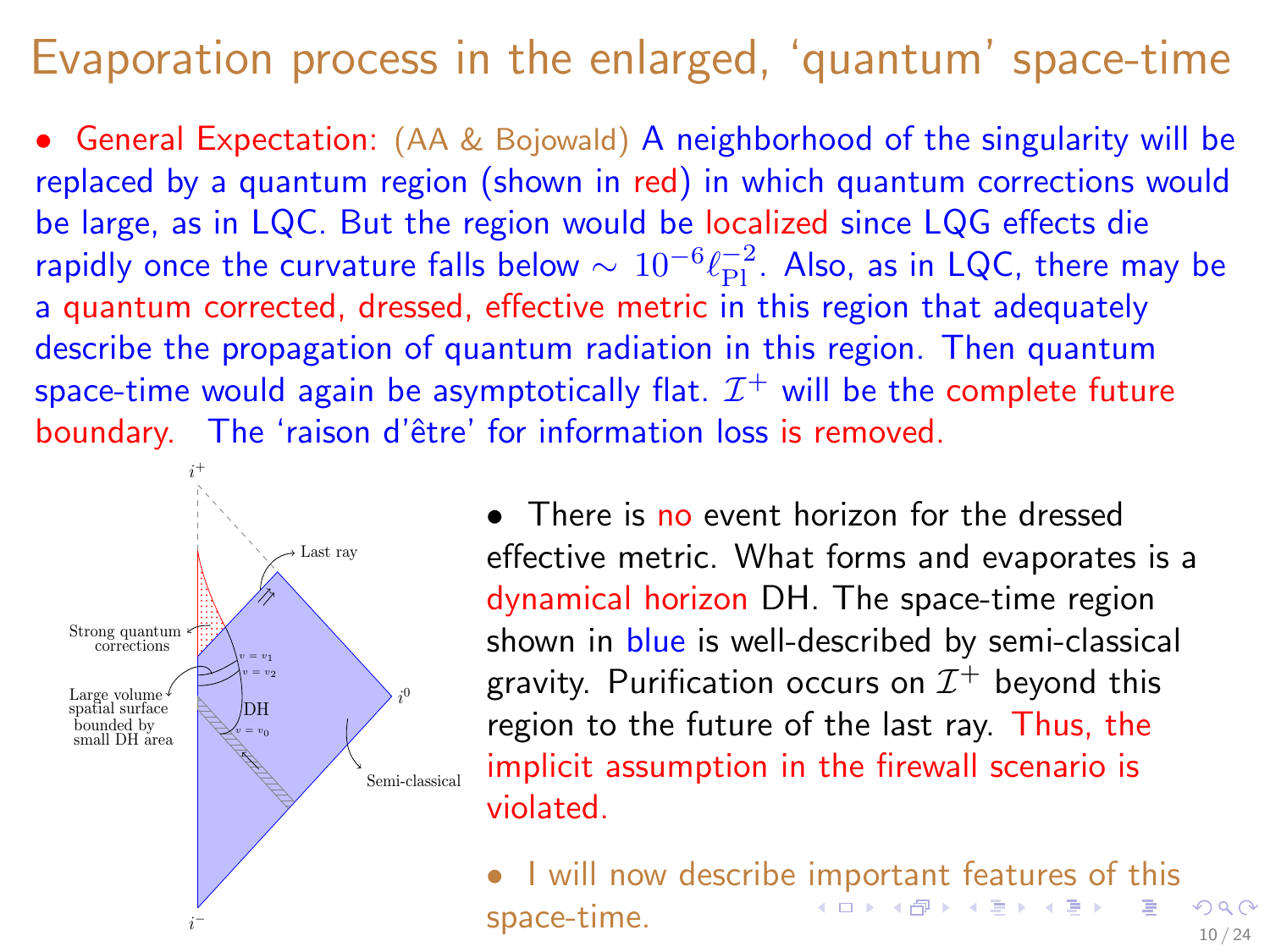# Evaporation process in the enlarged, 'quantum' space-time

- General Expectation: (AA & Bojowald) A neighborhood of the singularity will be replaced by a quantum region (shown in red) in which quantum corrections would be large, as in LQC. But the region would be localized since LQG effects die rapidly once the curvature falls below $\sim 10^{-6}\ell_{\rm Pl}^{-2}$. Also, as in LQC, there may be a quantum corrected, dressed, effective metric in this region that adequately describe the propagation of quantum radiation in this region. Then quantum space-time would again be asymptotically flat. $\mathcal{I}^+$ will be the complete future boundary. The 'raison d'être' for information loss is removed.

- There is no event horizon for the dressed effective metric. What forms and evaporates is a dynamical horizon DH. The space-time region shown in blue is well-described by semi-classical gravity. Purification occurs on $\mathcal{I}^+$ beyond this region to the future of the last ray. Thus, the implicit assumption in the firewall scenario is violated.

- I will now describe important features of this space-time.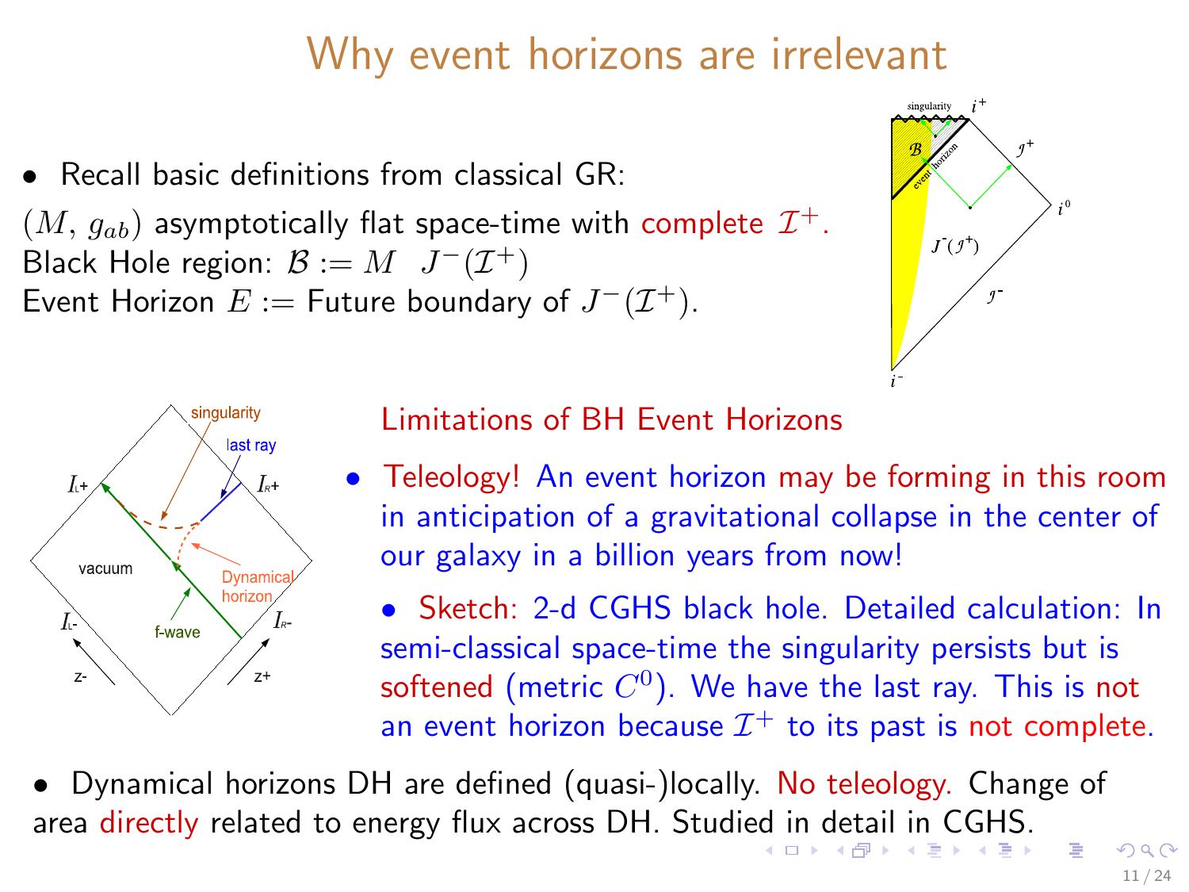# Why event horizons are irrelevant

- Recall basic definitions from classical GR:

$(M, g_{ab})$ asymptotically flat space-time with complete $\mathcal{I}^+$.
Black Hole region: $\mathcal{B} := M \setminus J^-(\mathcal{I}^+)$
Event Horizon $E :=$ Future boundary of $J^-(\mathcal{I}^+)$.

## Limitations of BH Event Horizons

- Teleology! An event horizon may be forming in this room in anticipation of a gravitational collapse in the center of our galaxy in a billion years from now!
  - Sketch: 2-d CGHS black hole. Detailed calculation: In semi-classical space-time the singularity persists but is softened (metric $C^0$). We have the last ray. This is not an event horizon because $\mathcal{I}^+$ to its past is not complete.

- Dynamical horizons DH are defined (quasi-)locally. No teleology. Change of area directly related to energy flux across DH. Studied in detail in CGHS.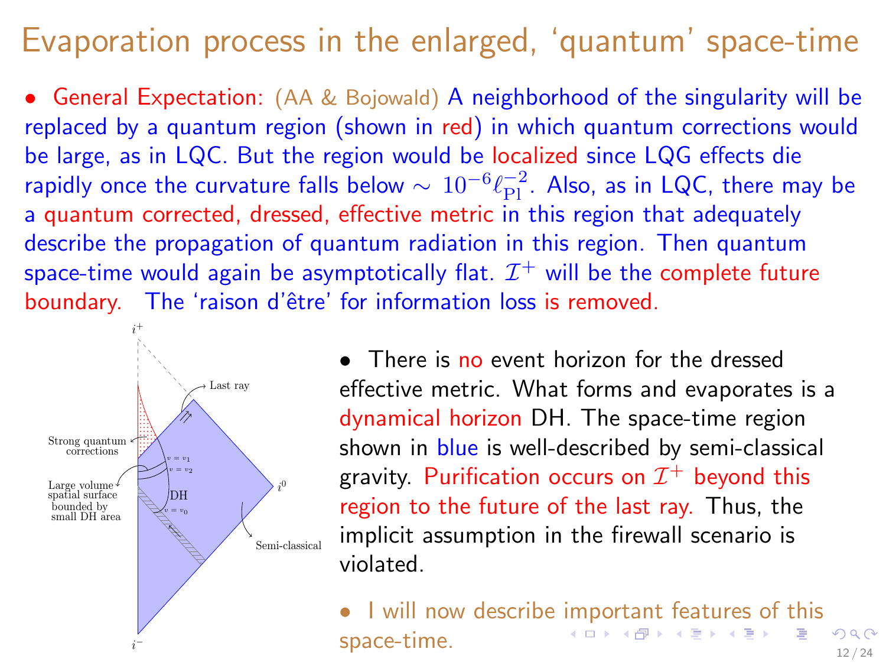# Evaporation process in the enlarged, 'quantum' space-time

- General Expectation: (AA & Bojowald) A neighborhood of the singularity will be replaced by a quantum region (shown in red) in which quantum corrections would be large, as in LQC. But the region would be localized since LQG effects die rapidly once the curvature falls below $\sim 10^{-6}\ell_{\rm Pl}^{-2}$. Also, as in LQC, there may be a quantum corrected, dressed, effective metric in this region that adequately describe the propagation of quantum radiation in this region. Then quantum space-time would again be asymptotically flat. $\mathcal{I}^+$ will be the complete future boundary. The 'raison d'être' for information loss is removed.

- There is no event horizon for the dressed effective metric. What forms and evaporates is a dynamical horizon DH. The space-time region shown in blue is well-described by semi-classical gravity. Purification occurs on $\mathcal{I}^+$ beyond this region to the future of the last ray. Thus, the implicit assumption in the firewall scenario is violated.

- I will now describe important features of this space-time.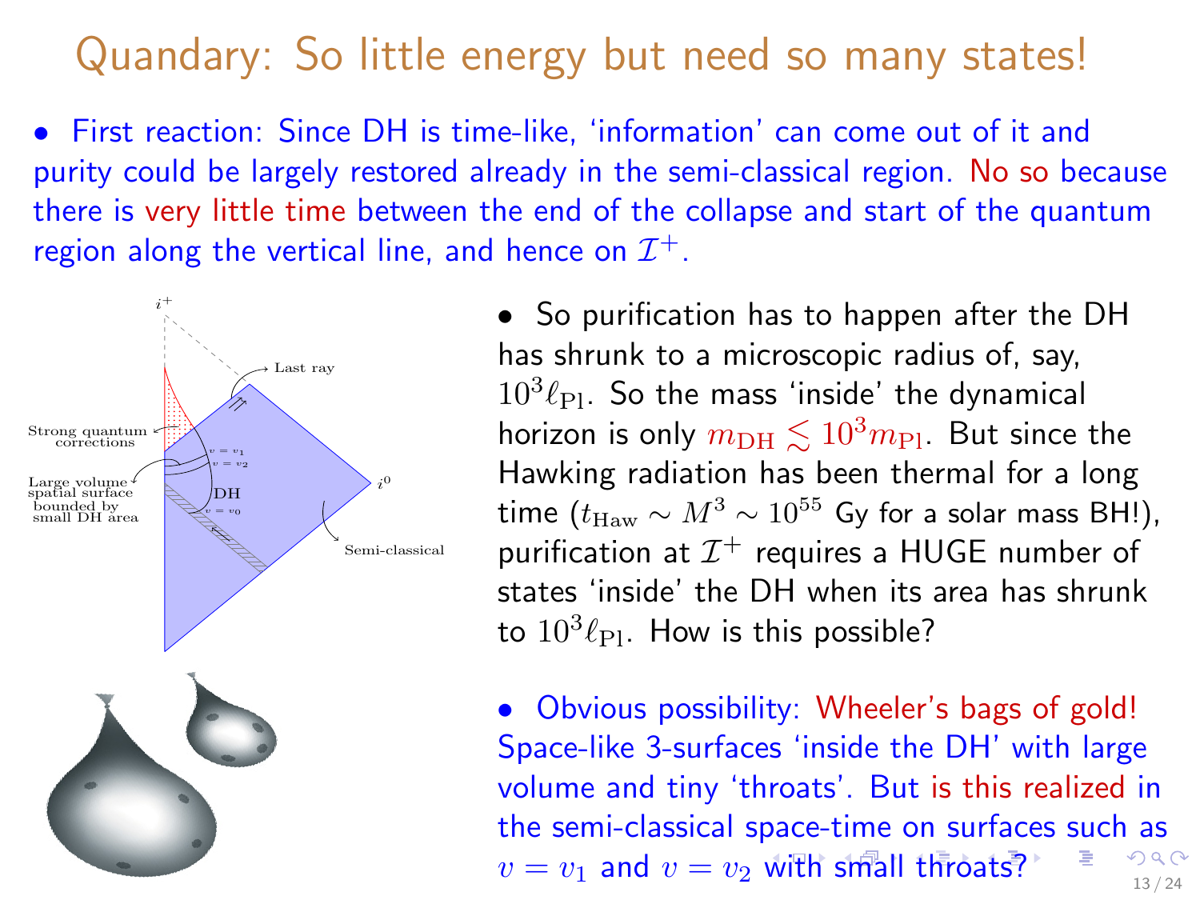# Quandary: So little energy but need so many states!

- First reaction: Since DH is time-like, 'information' can come out of it and purity could be largely restored already in the semi-classical region. No so because there is very little time between the end of the collapse and start of the quantum region along the vertical line, and hence on $\mathcal{I}^+$.

- So purification has to happen after the DH has shrunk to a microscopic radius of, say, $10^3\ell_{\rm Pl}$. So the mass 'inside' the dynamical horizon is only $m_{\rm DH} \lesssim 10^3 m_{\rm Pl}$. But since the Hawking radiation has been thermal for a long time ($t_{\rm Haw} \sim M^3 \sim 10^{55}$ Gy for a solar mass BH!), purification at $\mathcal{I}^+$ requires a HUGE number of states 'inside' the DH when its area has shrunk to $10^3\ell_{\rm Pl}$. How is this possible?

- Obvious possibility: Wheeler's bags of gold! Space-like 3-surfaces 'inside the DH' with large volume and tiny 'throats'. But is this realized in the semi-classical space-time on surfaces such as $v = v_1$ and $v = v_2$ with small throats?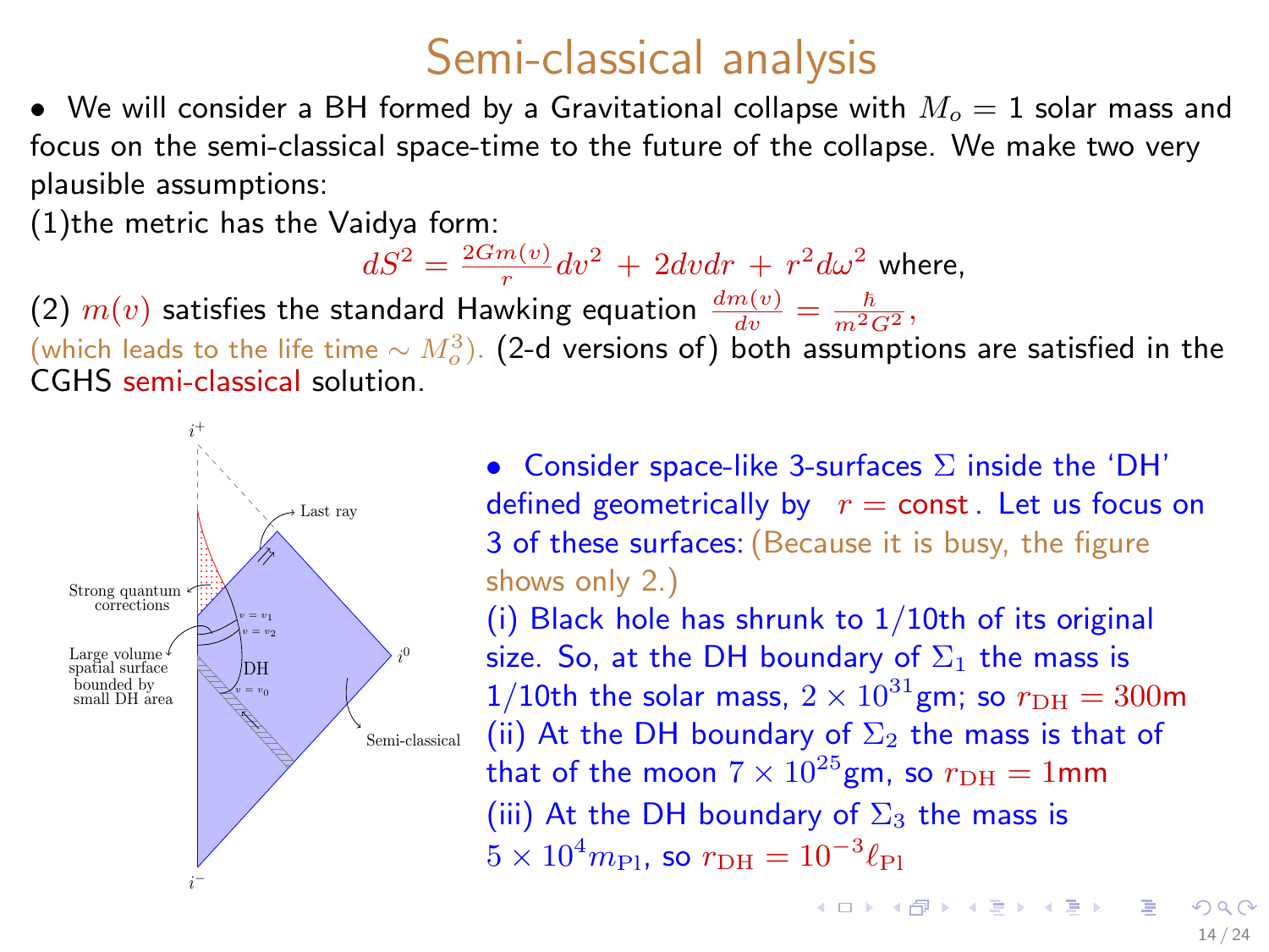# Semi-classical analysis

- We will consider a BH formed by a Gravitational collapse with $M_o = 1$ solar mass and focus on the semi-classical space-time to the future of the collapse. We make two very plausible assumptions:

(1) the metric has the Vaidya form:

$$dS^2 = \frac{2Gm(v)}{r} dv^2 + 2dvdr + r^2 d\omega^2 \text{ where,}$$

(2) $m(v)$ satisfies the standard Hawking equation $\frac{dm(v)}{dv} = \frac{\hbar}{m^2 G^2}$, (which leads to the life time $\sim M_o^3$). (2-d versions of) both assumptions are satisfied in the CGHS semi-classical solution.

- Consider space-like 3-surfaces $\Sigma$ inside the 'DH' defined geometrically by $r = \text{const}$. Let us focus on 3 of these surfaces: (Because it is busy, the figure shows only 2.)

(i) Black hole has shrunk to 1/10th of its original size. So, at the DH boundary of $\Sigma_1$ the mass is 1/10th the solar mass, $2 \times 10^{31}$gm; so $r_{\rm DH} = 300$m

(ii) At the DH boundary of $\Sigma_2$ the mass is that of that of the moon $7 \times 10^{25}$gm, so $r_{\rm DH} = 1$mm

(iii) At the DH boundary of $\Sigma_3$ the mass is $5 \times 10^4 m_{\rm Pl}$, so $r_{\rm DH} = 10^{-3} \ell_{\rm Pl}$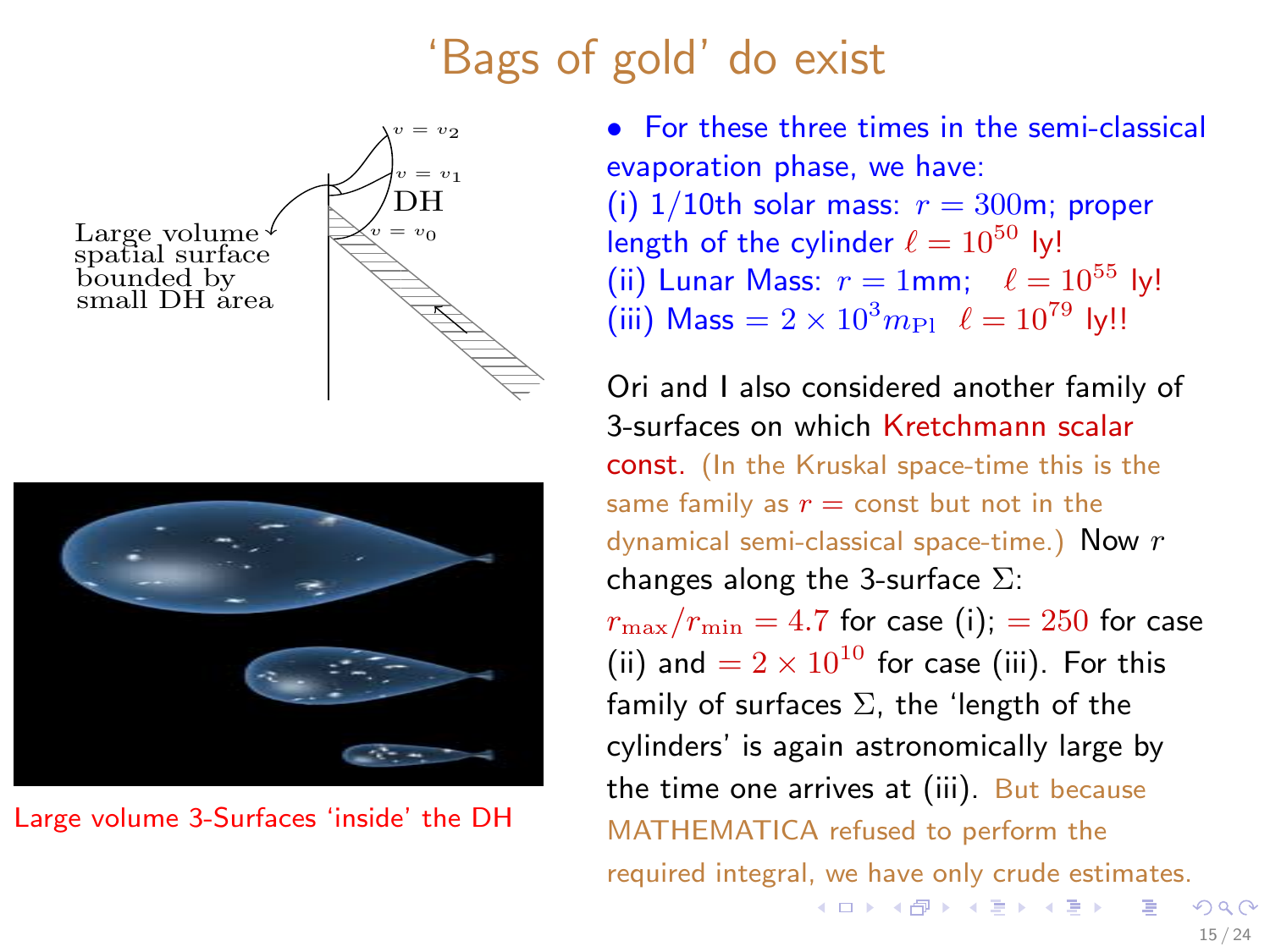# 'Bags of gold' do exist

Large volume spatial surface bounded by small DH area

Large volume 3-Surfaces 'inside' the DH

- For these three times in the semi-classical evaporation phase, we have:
  (i) 1/10th solar mass: $r = 300$m; proper length of the cylinder $\ell = 10^{50}$ ly!
  (ii) Lunar Mass: $r = 1$mm; $\ell = 10^{55}$ ly!
  (iii) Mass $= 2 \times 10^{3} m_{\rm Pl}$ $\ell = 10^{79}$ ly!!

Ori and I also considered another family of 3-surfaces on which Kretchmann scalar const. (In the Kruskal space-time this is the same family as $r =$ const but not in the dynamical semi-classical space-time.) Now $r$ changes along the 3-surface $\Sigma$: $r_{\rm max}/r_{\rm min} = 4.7$ for case (i); $= 250$ for case (ii) and $= 2 \times 10^{10}$ for case (iii). For this family of surfaces $\Sigma$, the 'length of the cylinders' is again astronomically large by the time one arrives at (iii). But because MATHEMATICA refused to perform the required integral, we have only crude estimates.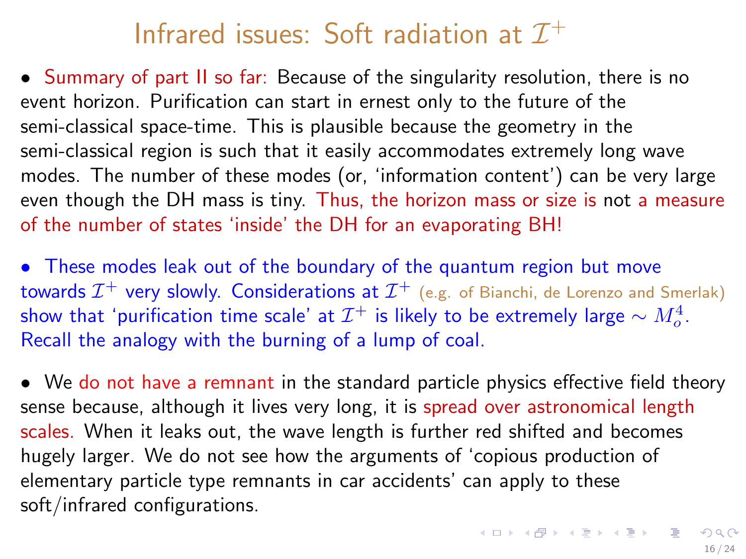# Infrared issues: Soft radiation at $\mathcal{I}^+$

- Summary of part II so far: Because of the singularity resolution, there is no event horizon. Purification can start in ernest only to the future of the semi-classical space-time. This is plausible because the geometry in the semi-classical region is such that it easily accommodates extremely long wave modes. The number of these modes (or, 'information content') can be very large even though the DH mass is tiny. Thus, the horizon mass or size is not a measure of the number of states 'inside' the DH for an evaporating BH!

- These modes leak out of the boundary of the quantum region but move towards $\mathcal{I}^+$ very slowly. Considerations at $\mathcal{I}^+$ (e.g. of Bianchi, de Lorenzo and Smerlak) show that 'purification time scale' at $\mathcal{I}^+$ is likely to be extremely large $\sim M_o^4$. Recall the analogy with the burning of a lump of coal.

- We do not have a remnant in the standard particle physics effective field theory sense because, although it lives very long, it is spread over astronomical length scales. When it leaks out, the wave length is further red shifted and becomes hugely larger. We do not see how the arguments of 'copious production of elementary particle type remnants in car accidents' can apply to these soft/infrared configurations.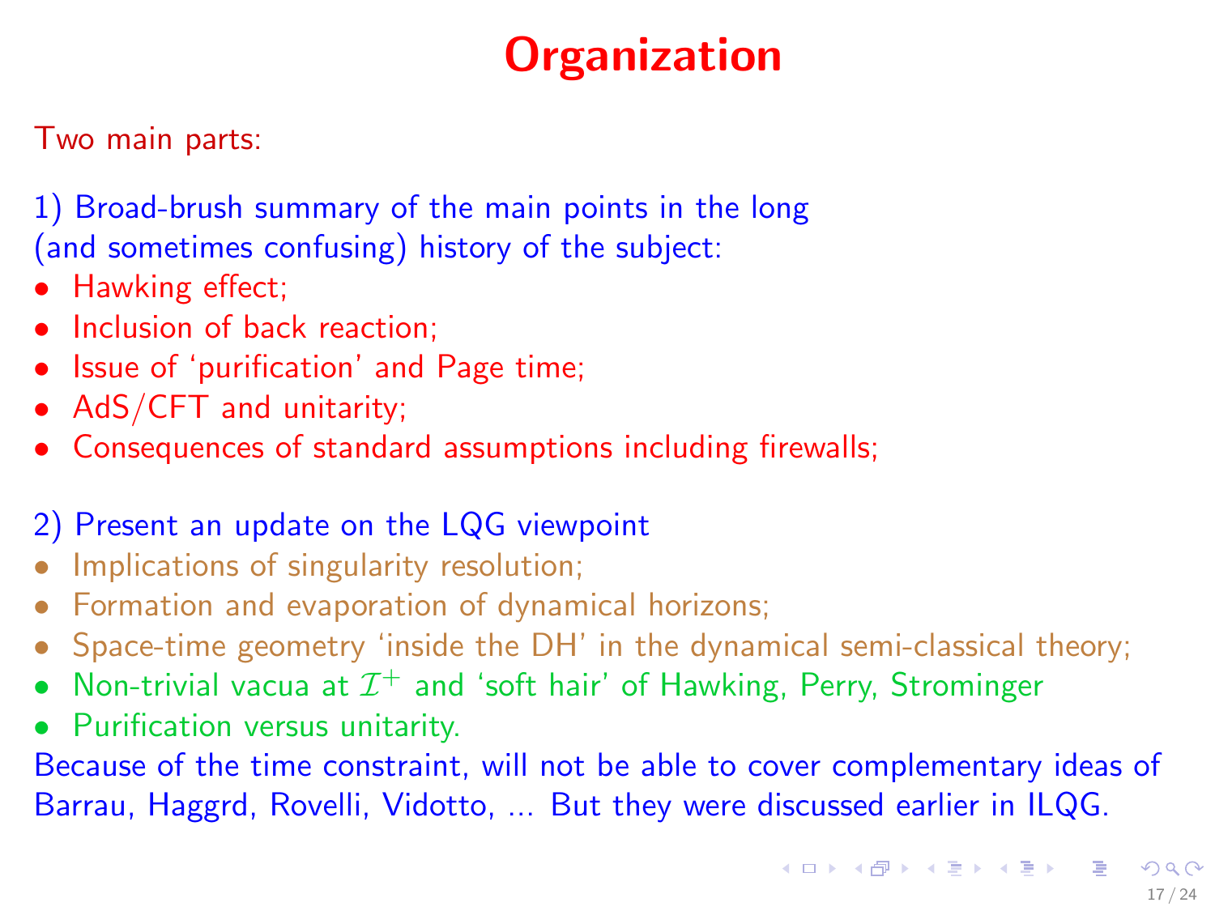# Organization

Two main parts:

1) Broad-brush summary of the main points in the long (and sometimes confusing) history of the subject:

- Hawking effect;
- Inclusion of back reaction;
- Issue of 'purification' and Page time;
- AdS/CFT and unitarity;
- Consequences of standard assumptions including firewalls;

2) Present an update on the LQG viewpoint

- Implications of singularity resolution;
- Formation and evaporation of dynamical horizons;
- Space-time geometry 'inside the DH' in the dynamical semi-classical theory;
- Non-trivial vacua at $\mathcal{I}^+$ and 'soft hair' of Hawking, Perry, Strominger
- Purification versus unitarity.

Because of the time constraint, will not be able to cover complementary ideas of Barrau, Haggrd, Rovelli, Vidotto, ... But they were discussed earlier in ILQG.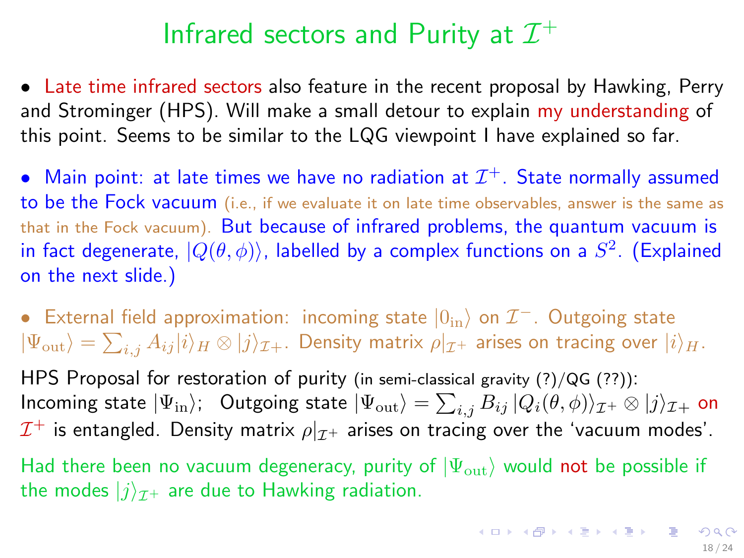# Infrared sectors and Purity at $\mathcal{I}^+$

- Late time infrared sectors also feature in the recent proposal by Hawking, Perry and Strominger (HPS). Will make a small detour to explain my understanding of this point. Seems to be similar to the LQG viewpoint I have explained so far.

- Main point: at late times we have no radiation at $\mathcal{I}^+$. State normally assumed to be the Fock vacuum (i.e., if we evaluate it on late time observables, answer is the same as that in the Fock vacuum). But because of infrared problems, the quantum vacuum is in fact degenerate, $|Q(\theta, \phi)\rangle$, labelled by a complex functions on a $S^2$. (Explained on the next slide.)

- External field approximation: incoming state $|0_{\rm in}\rangle$ on $\mathcal{I}^-$. Outgoing state $|\Psi_{\rm out}\rangle = \sum_{i,j} A_{ij} |i\rangle_H \otimes |j\rangle_{\mathcal{I}^+}$. Density matrix $\rho|_{\mathcal{I}^+}$ arises on tracing over $|i\rangle_H$.

HPS Proposal for restoration of purity (in semi-classical gravity (?)/QG (??)): Incoming state $|\Psi_{\rm in}\rangle$; Outgoing state $|\Psi_{\rm out}\rangle = \sum_{i,j} B_{ij}\, |Q_i(\theta, \phi)\rangle_{\mathcal{I}^+} \otimes |j\rangle_{\mathcal{I}^+}$ on $\mathcal{I}^+$ is entangled. Density matrix $\rho|_{\mathcal{I}^+}$ arises on tracing over the 'vacuum modes'.

Had there been no vacuum degeneracy, purity of $|\Psi_{\rm out}\rangle$ would not be possible if the modes $|j\rangle_{\mathcal{I}^+}$ are due to Hawking radiation.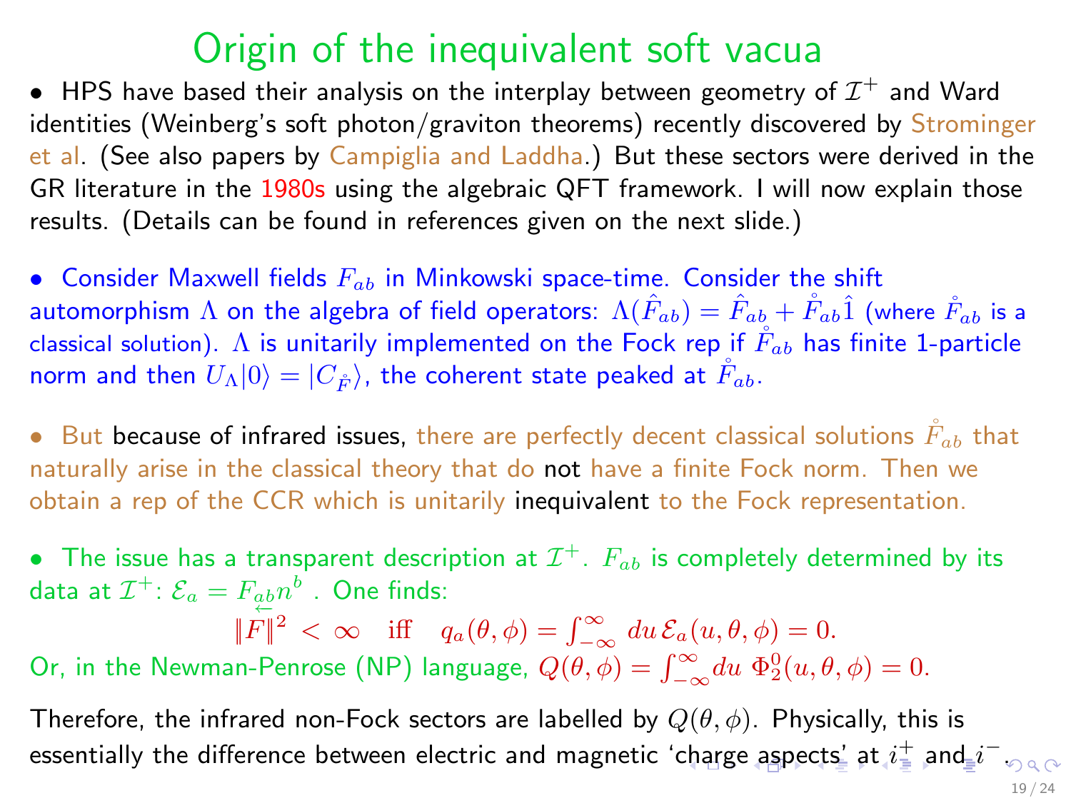# Origin of the inequivalent soft vacua

- HPS have based their analysis on the interplay between geometry of $\mathcal{I}^+$ and Ward identities (Weinberg's soft photon/graviton theorems) recently discovered by Strominger et al. (See also papers by Campiglia and Laddha.) But these sectors were derived in the GR literature in the 1980s using the algebraic QFT framework. I will now explain those results. (Details can be found in references given on the next slide.)

- Consider Maxwell fields $F_{ab}$ in Minkowski space-time. Consider the shift automorphism $\Lambda$ on the algebra of field operators: $\Lambda(\hat{F}_{ab}) = \hat{F}_{ab} + \mathring{F}_{ab}\hat{1}$ (where $\mathring{F}_{ab}$ is a classical solution). $\Lambda$ is unitarily implemented on the Fock rep if $\mathring{F}_{ab}$ has finite 1-particle norm and then $U_\Lambda|0\rangle = |C_{\mathring{F}}\rangle$, the coherent state peaked at $\mathring{F}_{ab}$.

- But because of infrared issues, there are perfectly decent classical solutions $\mathring{F}_{ab}$ that naturally arise in the classical theory that do not have a finite Fock norm. Then we obtain a rep of the CCR which is unitarily inequivalent to the Fock representation.

- The issue has a transparent description at $\mathcal{I}^+$. $F_{ab}$ is completely determined by its data at $\mathcal{I}^+$: $\mathcal{E}_a = F_{\underleftarrow{ab}}n^b$ . One finds:

$$\|F\|^2 < \infty \quad \text{iff} \quad q_a(\theta,\phi) = \int_{-\infty}^{\infty} du\, \mathcal{E}_a(u,\theta,\phi) = 0.$$

Or, in the Newman-Penrose (NP) language, $Q(\theta,\phi) = \int_{-\infty}^{\infty} du\ \Phi_2^0(u,\theta,\phi) = 0$.

Therefore, the infrared non-Fock sectors are labelled by $Q(\theta,\phi)$. Physically, this is essentially the difference between electric and magnetic 'charge aspects' at $i^+$ and $i^-$.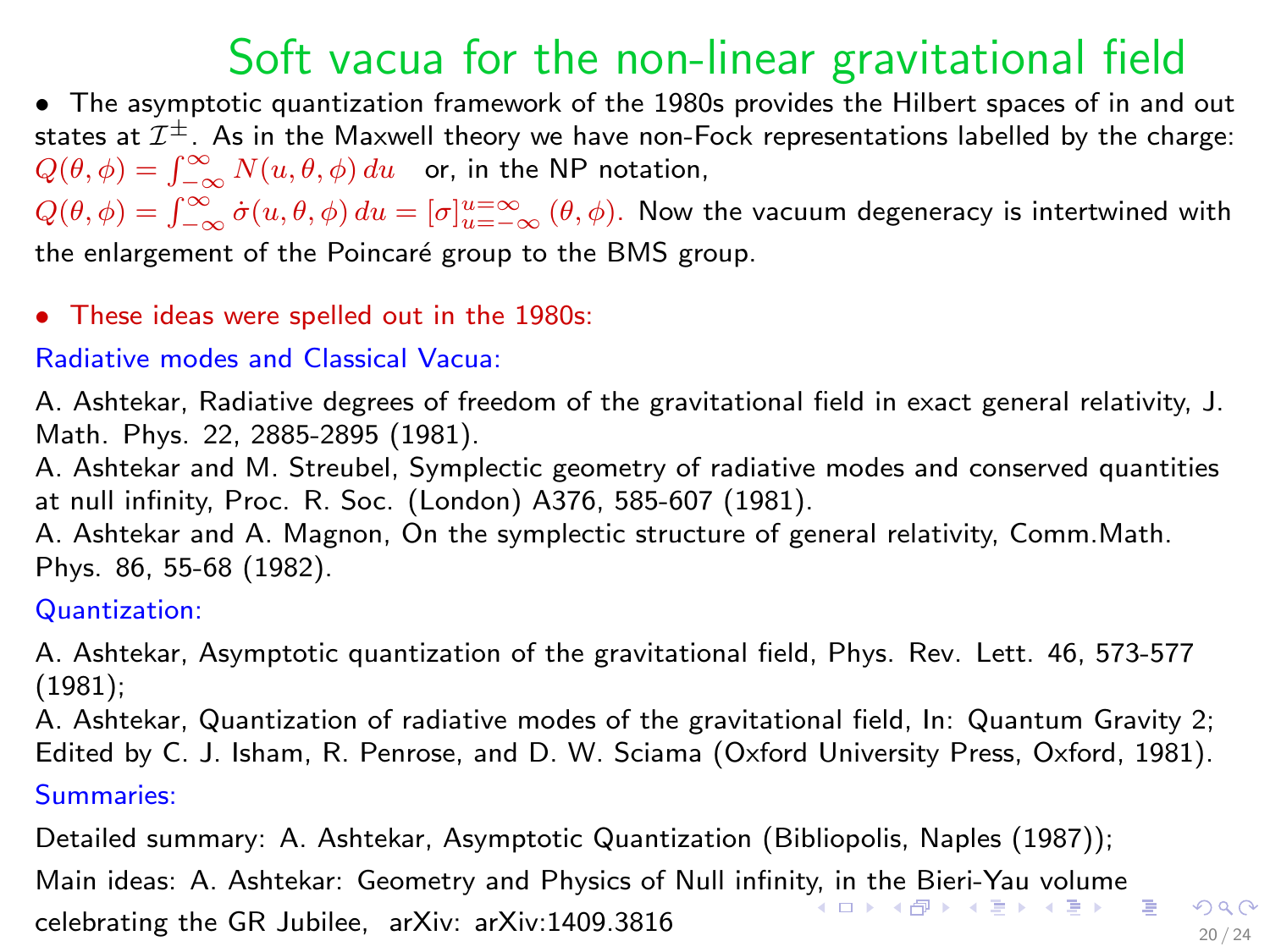# Soft vacua for the non-linear gravitational field

- The asymptotic quantization framework of the 1980s provides the Hilbert spaces of in and out states at $\mathcal{I}^{\pm}$. As in the Maxwell theory we have non-Fock representations labelled by the charge: $Q(\theta,\phi) = \int_{-\infty}^{\infty} N(u,\theta,\phi)\, du$ or, in the NP notation, $Q(\theta,\phi) = \int_{-\infty}^{\infty} \dot{\sigma}(u,\theta,\phi)\, du = [\sigma]_{u=-\infty}^{u=\infty}(\theta,\phi)$. Now the vacuum degeneracy is intertwined with the enlargement of the Poincaré group to the BMS group.

- These ideas were spelled out in the 1980s:

Radiative modes and Classical Vacua:

A. Ashtekar, Radiative degrees of freedom of the gravitational field in exact general relativity, J. Math. Phys. 22, 2885-2895 (1981).
A. Ashtekar and M. Streubel, Symplectic geometry of radiative modes and conserved quantities at null infinity, Proc. R. Soc. (London) A376, 585-607 (1981).
A. Ashtekar and A. Magnon, On the symplectic structure of general relativity, Comm.Math. Phys. 86, 55-68 (1982).

Quantization:

A. Ashtekar, Asymptotic quantization of the gravitational field, Phys. Rev. Lett. 46, 573-577 (1981);
A. Ashtekar, Quantization of radiative modes of the gravitational field, In: Quantum Gravity 2; Edited by C. J. Isham, R. Penrose, and D. W. Sciama (Oxford University Press, Oxford, 1981).

Summaries:

Detailed summary: A. Ashtekar, Asymptotic Quantization (Bibliopolis, Naples (1987));
Main ideas: A. Ashtekar: Geometry and Physics of Null infinity, in the Bieri-Yau volume celebrating the GR Jubilee, arXiv: arXiv:1409.3816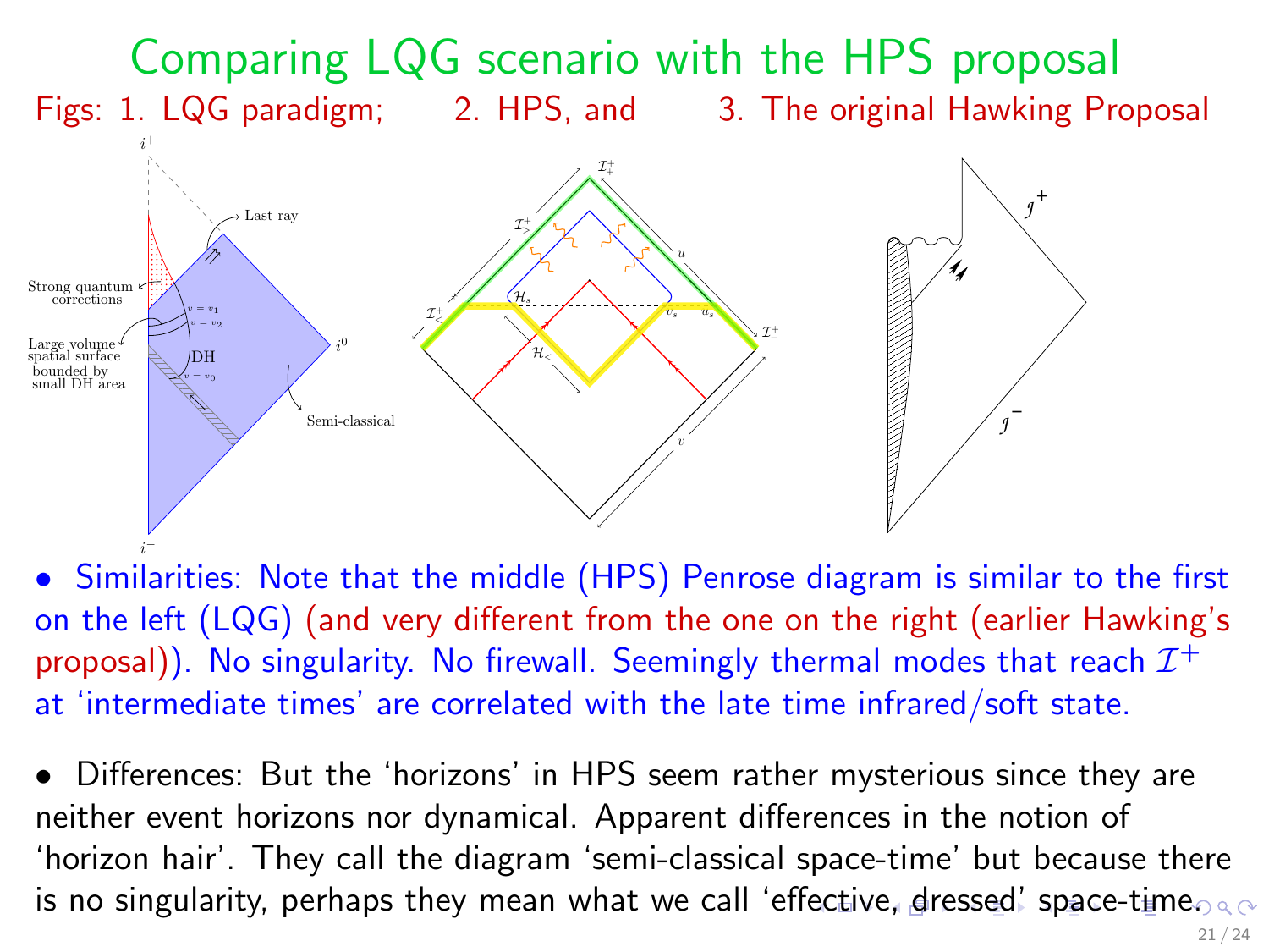# Comparing LQG scenario with the HPS proposal

Figs: 1. LQG paradigm; 2. HPS, and 3. The original Hawking Proposal

- Similarities: Note that the middle (HPS) Penrose diagram is similar to the first on the left (LQG) (and very different from the one on the right (earlier Hawking's proposal)). No singularity. No firewall. Seemingly thermal modes that reach $\mathcal{I}^+$ at 'intermediate times' are correlated with the late time infrared/soft state.

- Differences: But the 'horizons' in HPS seem rather mysterious since they are neither event horizons nor dynamical. Apparent differences in the notion of 'horizon hair'. They call the diagram 'semi-classical space-time' but because there is no singularity, perhaps they mean what we call 'effective, dressed' space-time.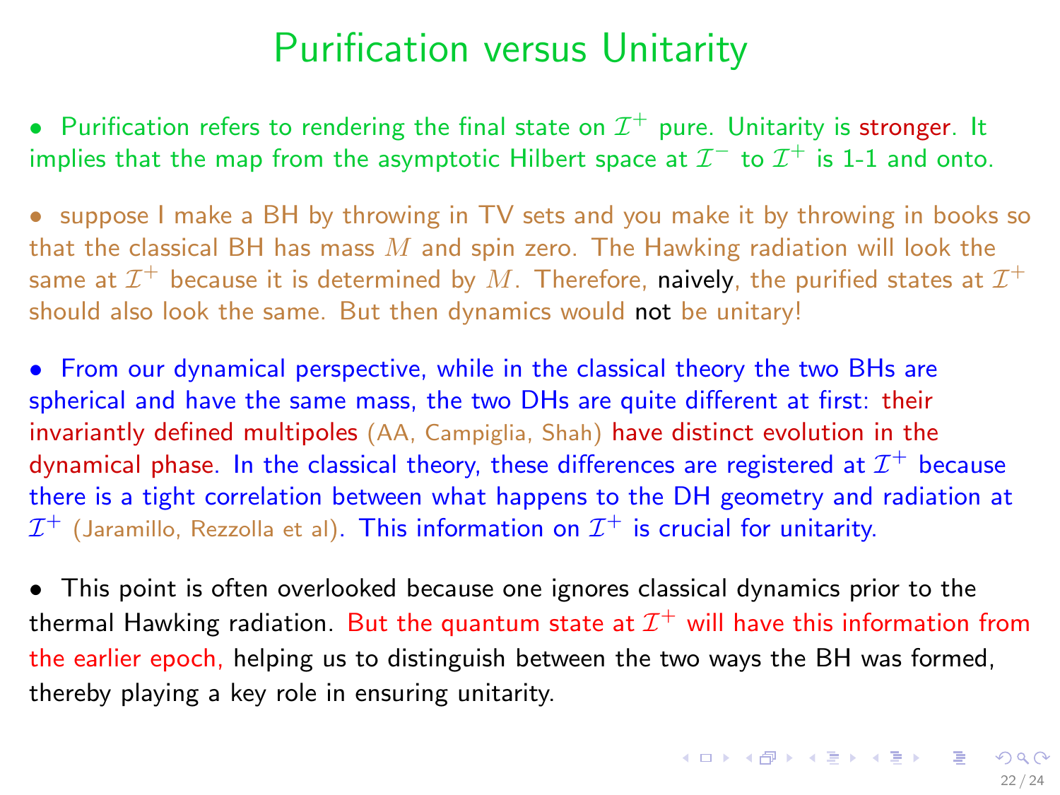# Purification versus Unitarity

- Purification refers to rendering the final state on $\mathcal{I}^+$ pure. Unitarity is stronger. It implies that the map from the asymptotic Hilbert space at $\mathcal{I}^-$ to $\mathcal{I}^+$ is 1-1 and onto.

- suppose I make a BH by throwing in TV sets and you make it by throwing in books so that the classical BH has mass $M$ and spin zero. The Hawking radiation will look the same at $\mathcal{I}^+$ because it is determined by $M$. Therefore, naively, the purified states at $\mathcal{I}^+$ should also look the same. But then dynamics would not be unitary!

- From our dynamical perspective, while in the classical theory the two BHs are spherical and have the same mass, the two DHs are quite different at first: their invariantly defined multipoles (AA, Campiglia, Shah) have distinct evolution in the dynamical phase. In the classical theory, these differences are registered at $\mathcal{I}^+$ because there is a tight correlation between what happens to the DH geometry and radiation at $\mathcal{I}^+$ (Jaramillo, Rezzolla et al). This information on $\mathcal{I}^+$ is crucial for unitarity.

- This point is often overlooked because one ignores classical dynamics prior to the thermal Hawking radiation. But the quantum state at $\mathcal{I}^+$ will have this information from the earlier epoch, helping us to distinguish between the two ways the BH was formed, thereby playing a key role in ensuring unitarity.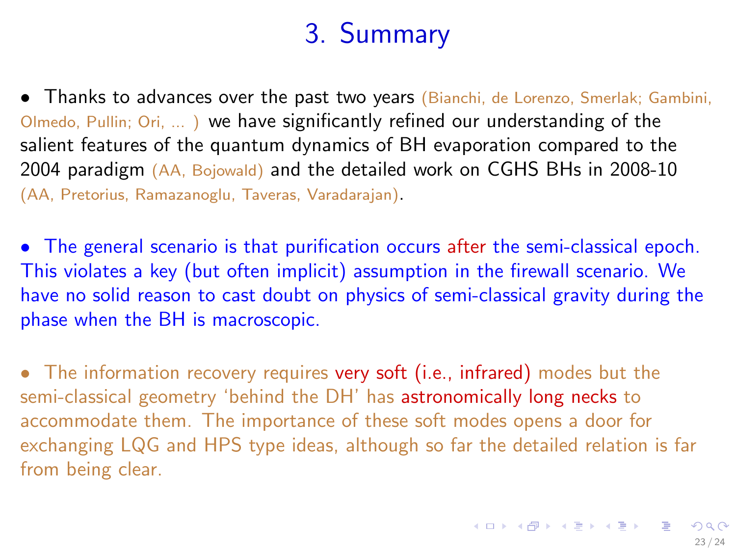# 3. Summary

- Thanks to advances over the past two years (Bianchi, de Lorenzo, Smerlak; Gambini, Olmedo, Pullin; Ori, ... ) we have significantly refined our understanding of the salient features of the quantum dynamics of BH evaporation compared to the 2004 paradigm (AA, Bojowald) and the detailed work on CGHS BHs in 2008-10 (AA, Pretorius, Ramazanoglu, Taveras, Varadarajan).

- The general scenario is that purification occurs after the semi-classical epoch. This violates a key (but often implicit) assumption in the firewall scenario. We have no solid reason to cast doubt on physics of semi-classical gravity during the phase when the BH is macroscopic.

- The information recovery requires very soft (i.e., infrared) modes but the semi-classical geometry 'behind the DH' has astronomically long necks to accommodate them. The importance of these soft modes opens a door for exchanging LQG and HPS type ideas, although so far the detailed relation is far from being clear.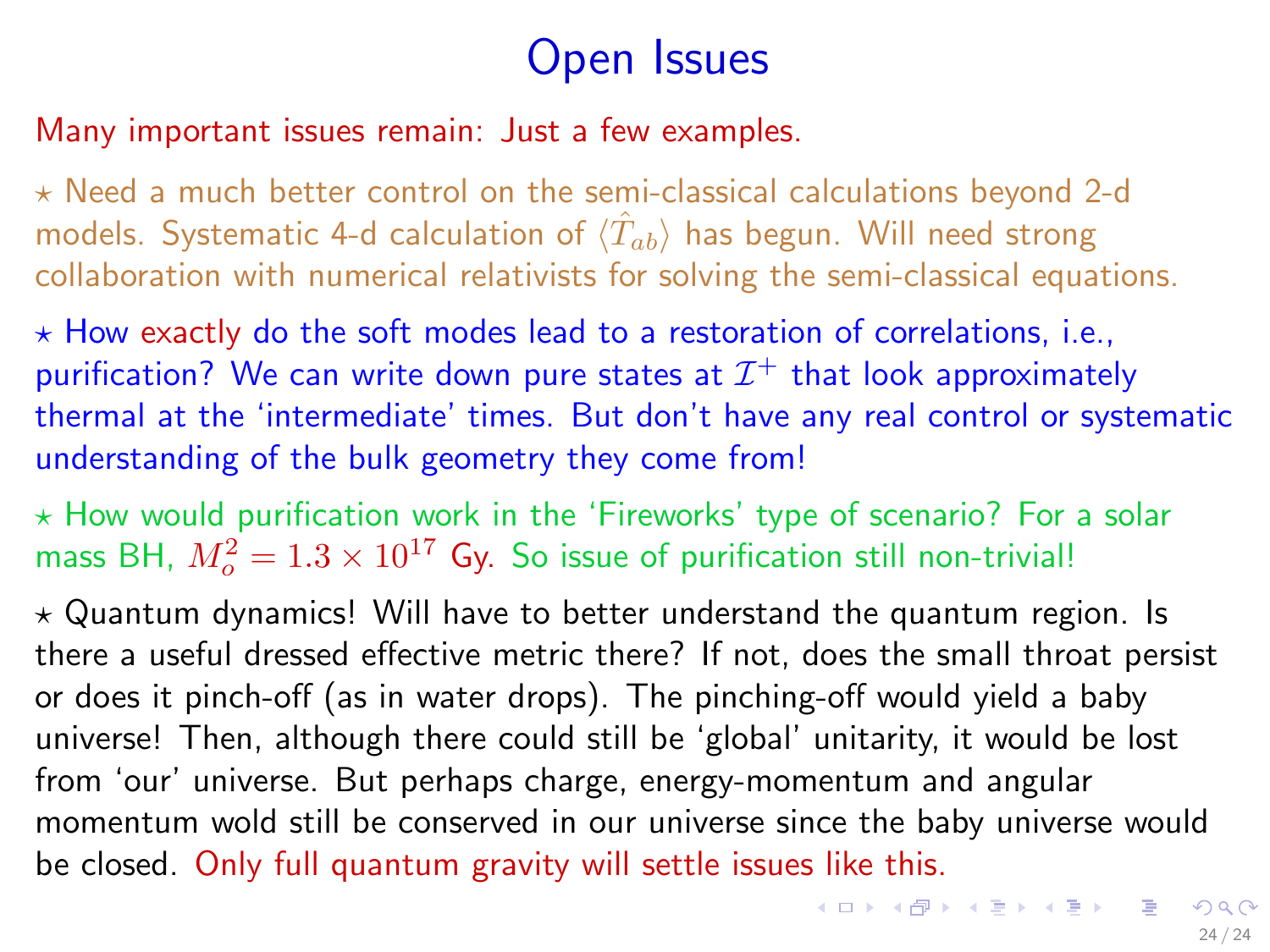# Open Issues

Many important issues remain: Just a few examples.

⋆ Need a much better control on the semi-classical calculations beyond 2-d models. Systematic 4-d calculation of $\langle \hat{T}_{ab} \rangle$ has begun. Will need strong collaboration with numerical relativists for solving the semi-classical equations.

⋆ How exactly do the soft modes lead to a restoration of correlations, i.e., purification? We can write down pure states at $\mathcal{I}^+$ that look approximately thermal at the 'intermediate' times. But don't have any real control or systematic understanding of the bulk geometry they come from!

⋆ How would purification work in the 'Fireworks' type of scenario? For a solar mass BH, $M_o^2 = 1.3 \times 10^{17}$ Gy. So issue of purification still non-trivial!

⋆ Quantum dynamics! Will have to better understand the quantum region. Is there a useful dressed effective metric there? If not, does the small throat persist or does it pinch-off (as in water drops). The pinching-off would yield a baby universe! Then, although there could still be 'global' unitarity, it would be lost from 'our' universe. But perhaps charge, energy-momentum and angular momentum wold still be conserved in our universe since the baby universe would be closed. Only full quantum gravity will settle issues like this.